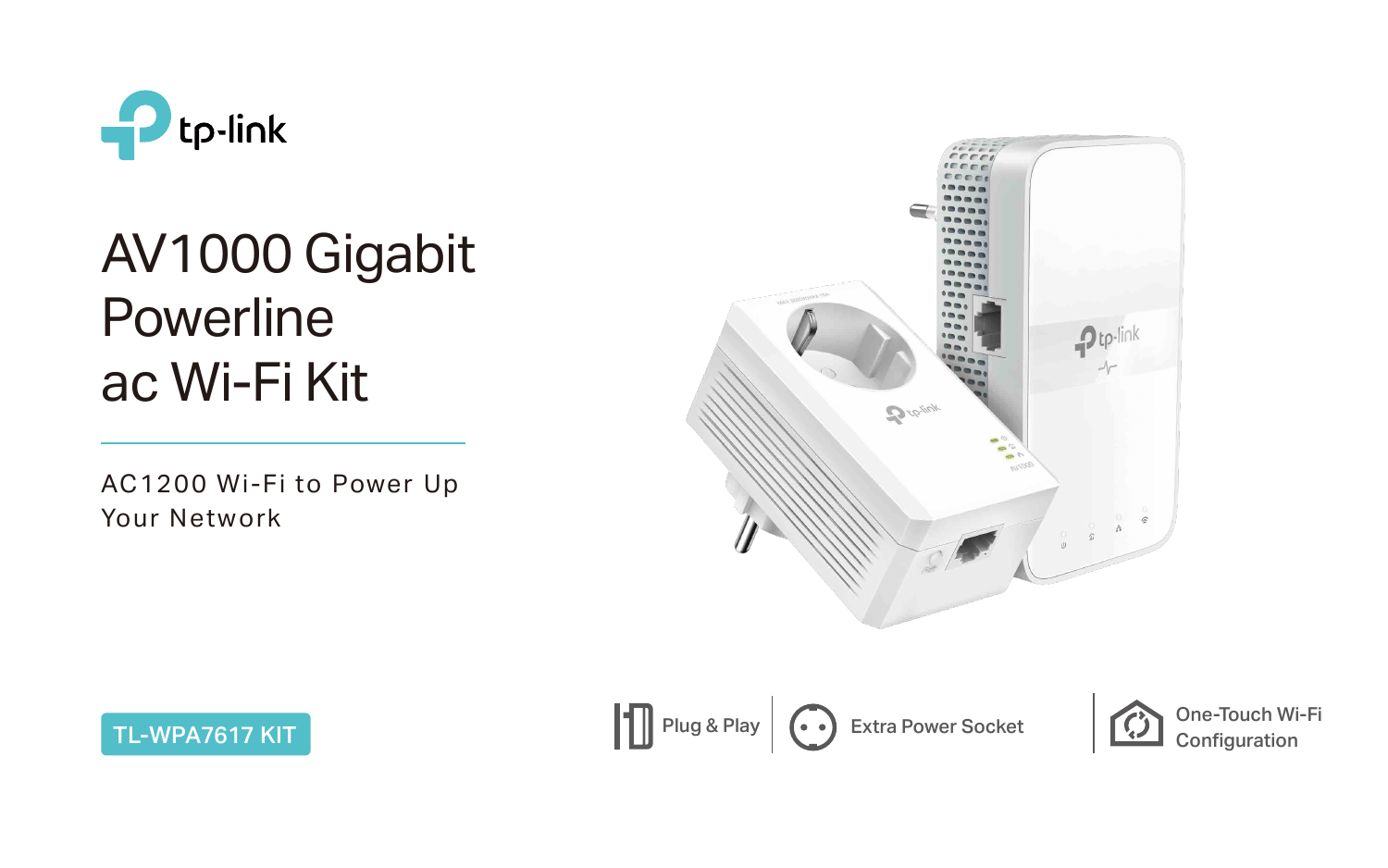tp-link

# AV1000 Gigabit Powerline ac Wi-Fi Kit

AC1200 Wi-Fi to Power Up Your Network

TL-WPA7617 KIT

Plug & Play

Extra Power Socket

One-Touch Wi-Fi Configuration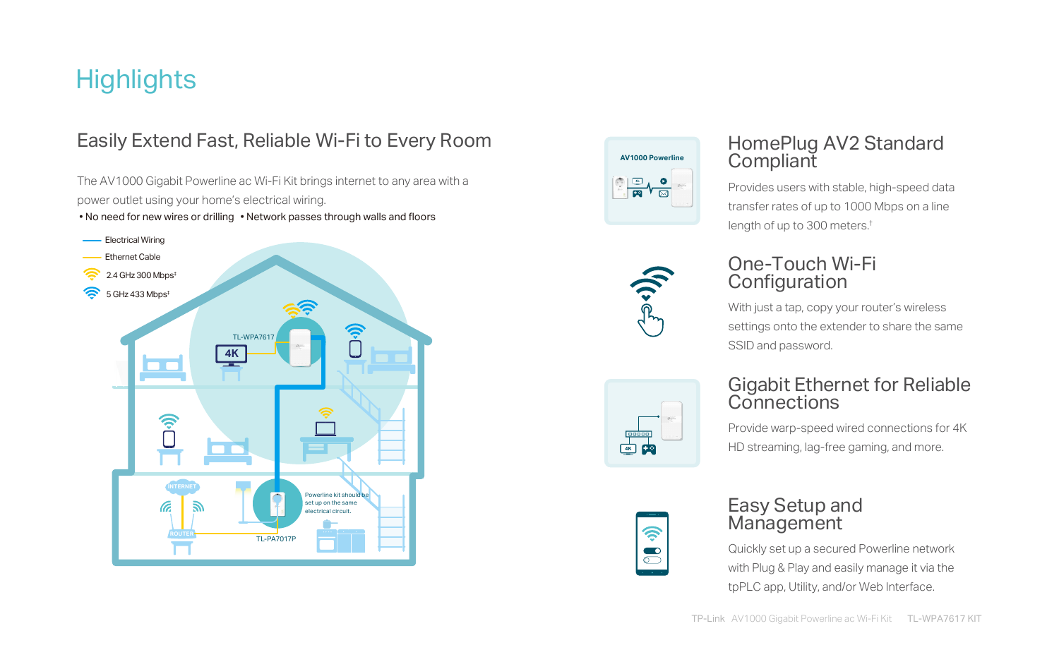# Highlights

## Easily Extend Fast, Reliable Wi-Fi to Every Room

The AV1000 Gigabit Powerline ac Wi-Fi Kit brings internet to any area with a power outlet using your home's electrical wiring.

- No need for new wires or drilling
- Network passes through walls and floors

Electrical Wiring

Ethernet Cable

2.4 GHz 300 Mbps†

5 GHz 433 Mbps†

TL-WPA7617

4K

INTERNET

ROUTER

Powerline kit should be set up on the same electrical circuit.

TL-PA7017P

## HomePlug AV2 Standard Compliant

Provides users with stable, high-speed data transfer rates of up to 1000 Mbps on a line length of up to 300 meters.†

## One-Touch Wi-Fi Configuration

With just a tap, copy your router's wireless settings onto the extender to share the same SSID and password.

## Gigabit Ethernet for Reliable Connections

Provide warp-speed wired connections for 4K HD streaming, lag-free gaming, and more.

## Easy Setup and Management

Quickly set up a secured Powerline network with Plug & Play and easily manage it via the tpPLC app, Utility, and/or Web Interface.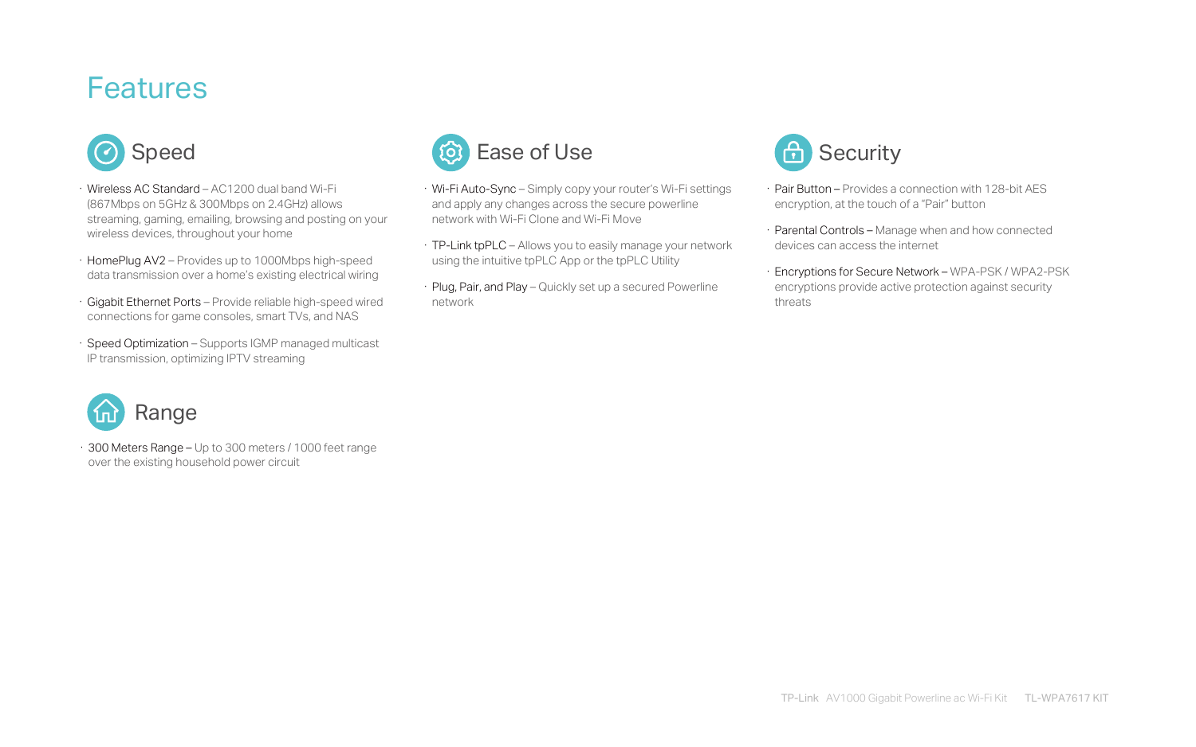# Features

## Speed

- Wireless AC Standard – AC1200 dual band Wi-Fi (867Mbps on 5GHz & 300Mbps on 2.4GHz) allows streaming, gaming, emailing, browsing and posting on your wireless devices, throughout your home
- HomePlug AV2 – Provides up to 1000Mbps high-speed data transmission over a home's existing electrical wiring
- Gigabit Ethernet Ports – Provide reliable high-speed wired connections for game consoles, smart TVs, and NAS
- Speed Optimization – Supports IGMP managed multicast IP transmission, optimizing IPTV streaming

## Range

- 300 Meters Range – Up to 300 meters / 1000 feet range over the existing household power circuit

## Ease of Use

- Wi-Fi Auto-Sync – Simply copy your router's Wi-Fi settings and apply any changes across the secure powerline network with Wi-Fi Clone and Wi-Fi Move
- TP-Link tpPLC – Allows you to easily manage your network using the intuitive tpPLC App or the tpPLC Utility
- Plug, Pair, and Play – Quickly set up a secured Powerline network

## Security

- Pair Button – Provides a connection with 128-bit AES encryption, at the touch of a "Pair" button
- Parental Controls – Manage when and how connected devices can access the internet
- Encryptions for Secure Network – WPA-PSK / WPA2-PSK encryptions provide active protection against security threats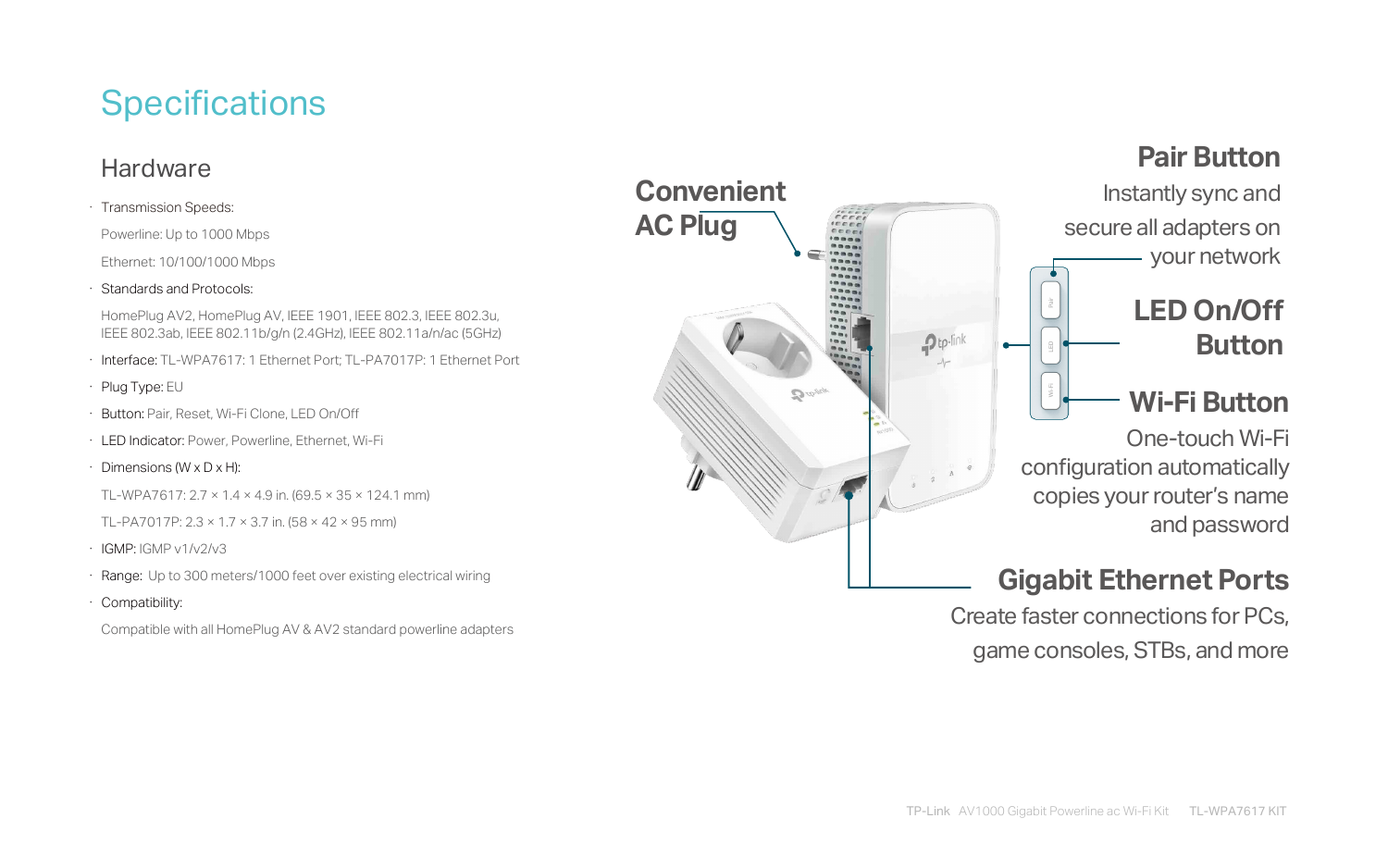# Specifications

## Hardware

- Transmission Speeds:

  Powerline: Up to 1000 Mbps

  Ethernet: 10/100/1000 Mbps

- Standards and Protocols:

  HomePlug AV2, HomePlug AV, IEEE 1901, IEEE 802.3, IEEE 802.3u, IEEE 802.3ab, IEEE 802.11b/g/n (2.4GHz), IEEE 802.11a/n/ac (5GHz)

- Interface: TL-WPA7617: 1 Ethernet Port; TL-PA7017P: 1 Ethernet Port
- Plug Type: EU
- Button: Pair, Reset, Wi-Fi Clone, LED On/Off
- LED Indicator: Power, Powerline, Ethernet, Wi-Fi
- Dimensions (W x D x H):

  TL-WPA7617: 2.7 × 1.4 × 4.9 in. (69.5 × 35 × 124.1 mm)

  TL-PA7017P: 2.3 × 1.7 × 3.7 in. (58 × 42 × 95 mm)

- IGMP: IGMP v1/v2/v3
- Range: Up to 300 meters/1000 feet over existing electrical wiring
- Compatibility:

  Compatible with all HomePlug AV & AV2 standard powerline adapters

**Convenient AC Plug**

**Pair Button**

Instantly sync and secure all adapters on your network

**LED On/Off Button**

**Wi-Fi Button**

One-touch Wi-Fi configuration automatically copies your router's name and password

**Gigabit Ethernet Ports**

Create faster connections for PCs, game consoles, STBs, and more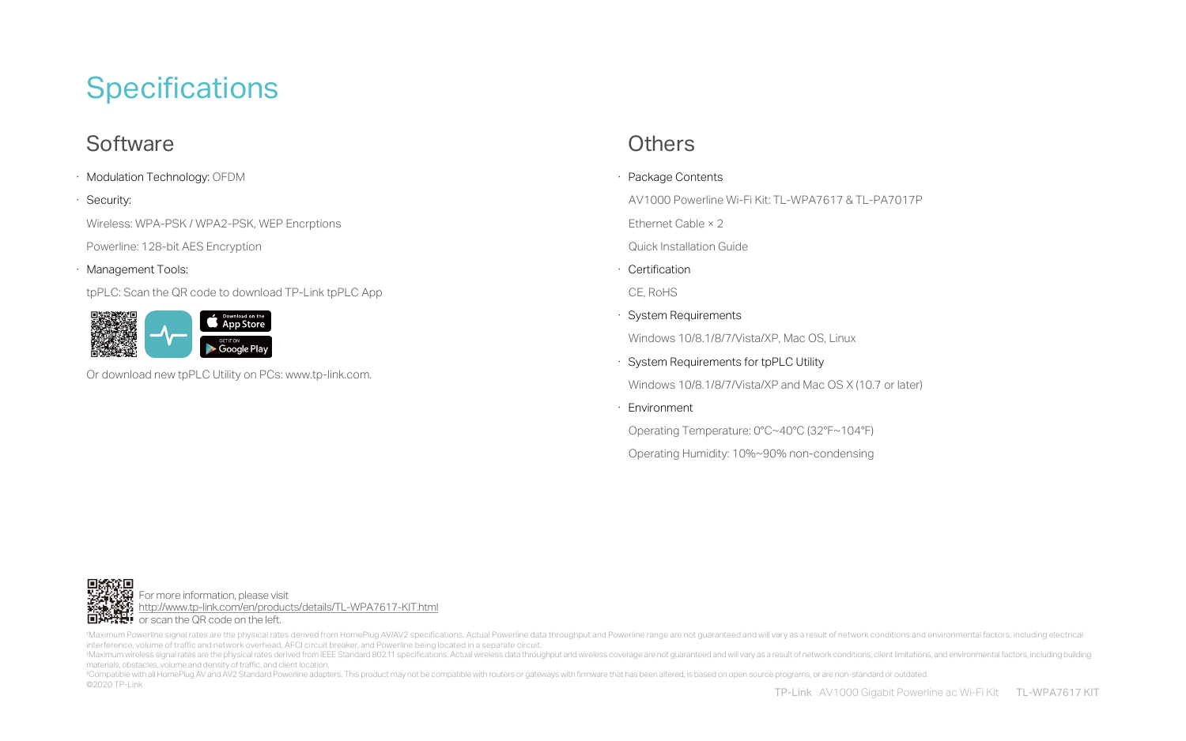# Specifications

## Software

- Modulation Technology: OFDM
- Security:

  Wireless: WPA-PSK / WPA2-PSK, WEP Encrptions

  Powerline: 128-bit AES Encryption
- Management Tools:

  tpPLC: Scan the QR code to download TP-Link tpPLC App

  Or download new tpPLC Utility on PCs: www.tp-link.com.

## Others

- Package Contents

  AV1000 Powerline Wi-Fi Kit: TL-WPA7617 & TL-PA7017P

  Ethernet Cable × 2

  Quick Installation Guide
- Certification

  CE, RoHS
- System Requirements

  Windows 10/8.1/8/7/Vista/XP, Mac OS, Linux
- System Requirements for tpPLC Utility

  Windows 10/8.1/8/7/Vista/XP and Mac OS X (10.7 or later)
- Environment

  Operating Temperature: 0°C~40°C (32°F~104°F)

  Operating Humidity: 10%~90% non-condensing

For more information, please visit http://www.tp-link.com/en/products/details/TL-WPA7617-KIT.html or scan the QR code on the left.

[1]Maximum Powerline signal rates are the physical rates derived from HomePlug AV/AV2 specifications. Actual Powerline data throughput and Powerline range are not guaranteed and will vary as a result of network conditions and environmental factors, including electrical interference, volume of traffic and network overhead, AFCI circuit breaker, and Powerline being located in a separate circuit.
[2]Maximum wireless signal rates are the physical rates derived from IEEE Standard 802.11 specifications. Actual wireless data throughput and wireless coverage are not guaranteed and will vary as a result of network conditions, client limitations, and environmental factors, including building materials, obstacles, volume and density of traffic, and client location.
[3]Compatible with all HomePlug AV and AV2 Standard Powerline adapters. This product may not be compatible with routers or gateways with firmware that has been altered, is based on open source programs, or are non-standard or outdated.
©2020 TP-Link